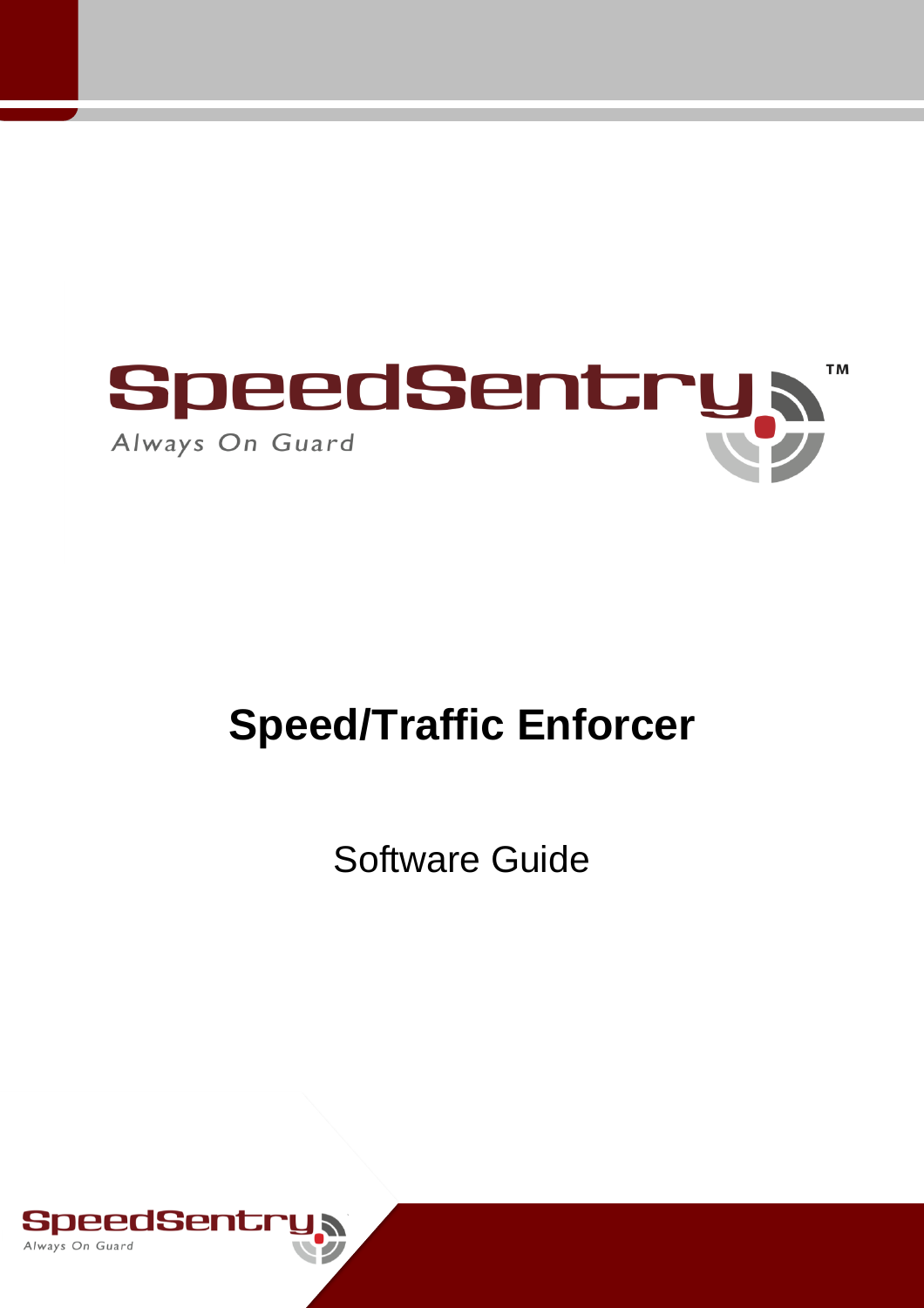SpeedSentry™

*Always On Guard*

# Speed/Traffic Enforcer

## Software Guide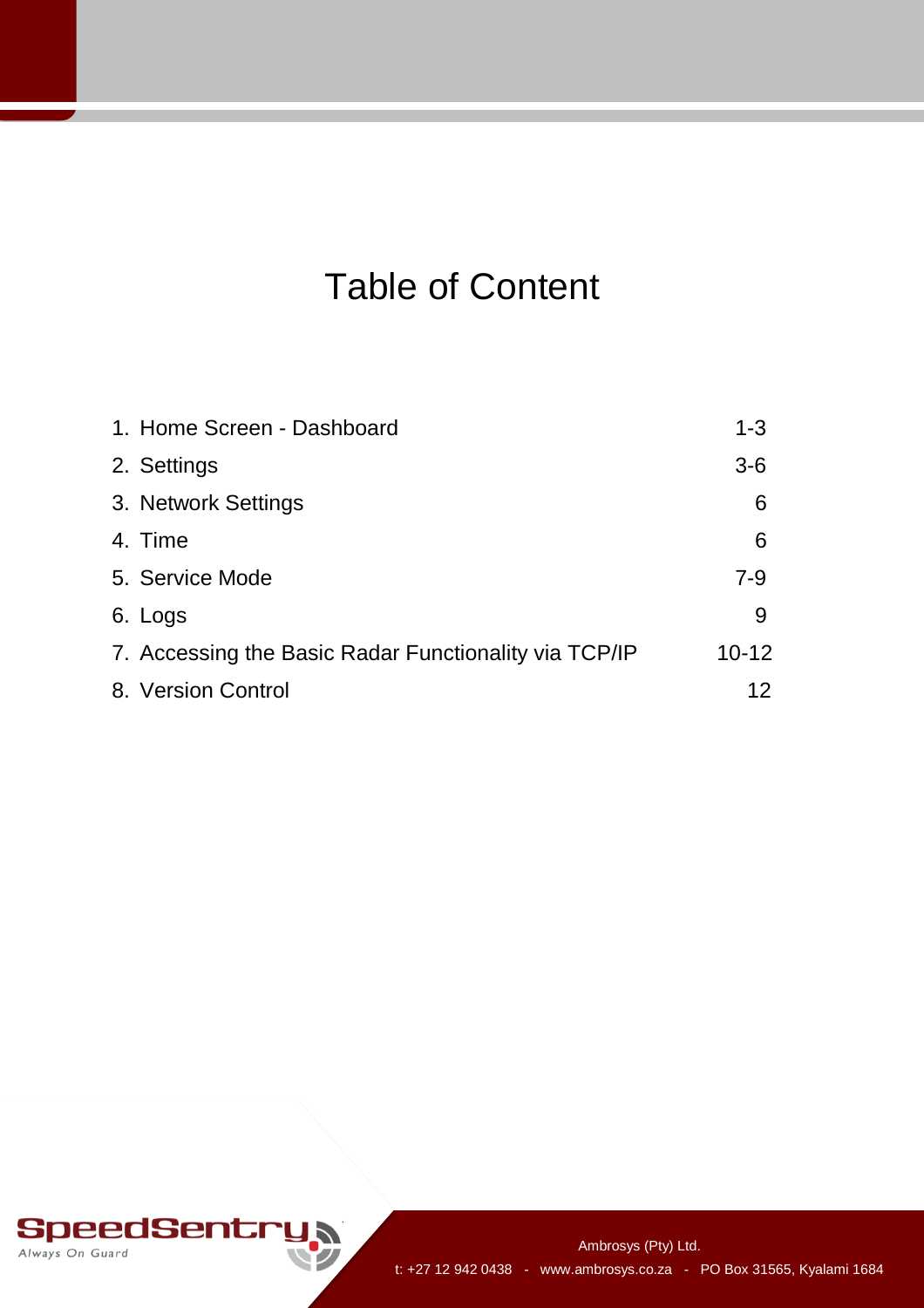# Table of Content

| | |
|---|---|
| 1. Home Screen - Dashboard | 1-3 |
| 2. Settings | 3-6 |
| 3. Network Settings | 6 |
| 4. Time | 6 |
| 5. Service Mode | 7-9 |
| 6. Logs | 9 |
| 7. Accessing the Basic Radar Functionality via TCP/IP | 10-12 |
| 8. Version Control | 12 |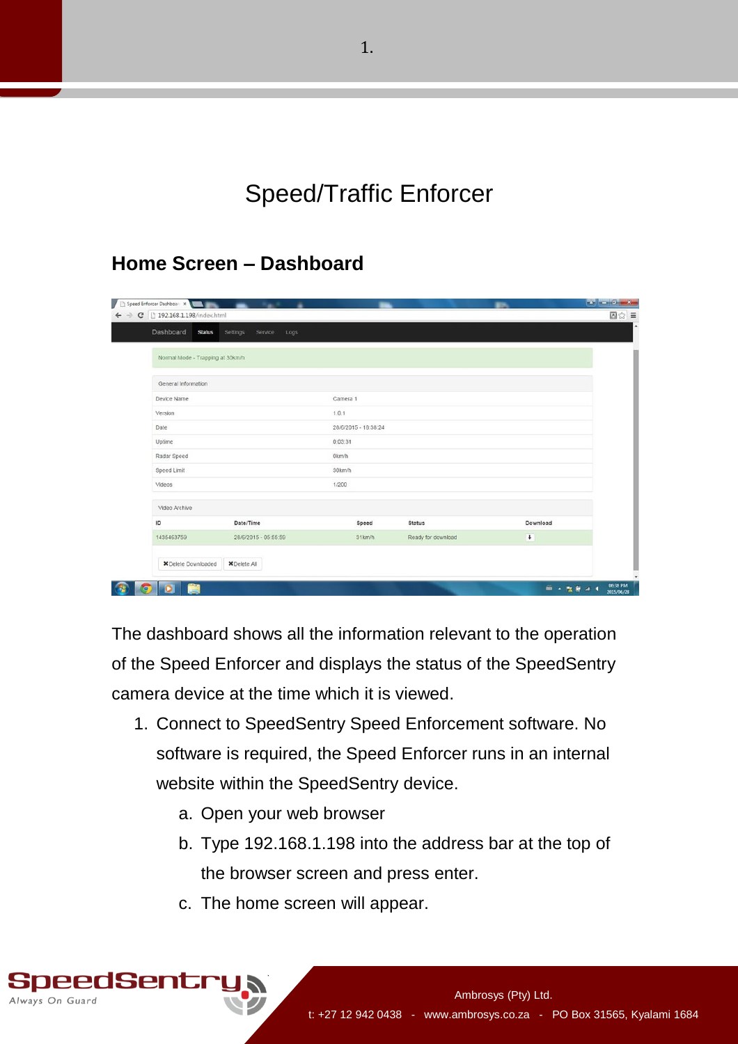# Speed/Traffic Enforcer

## Home Screen – Dashboard

The dashboard shows all the information relevant to the operation of the Speed Enforcer and displays the status of the SpeedSentry camera device at the time which it is viewed.

1. Connect to SpeedSentry Speed Enforcement software. No software is required, the Speed Enforcer runs in an internal website within the SpeedSentry device.
    a. Open your web browser
    b. Type 192.168.1.198 into the address bar at the top of the browser screen and press enter.
    c. The home screen will appear.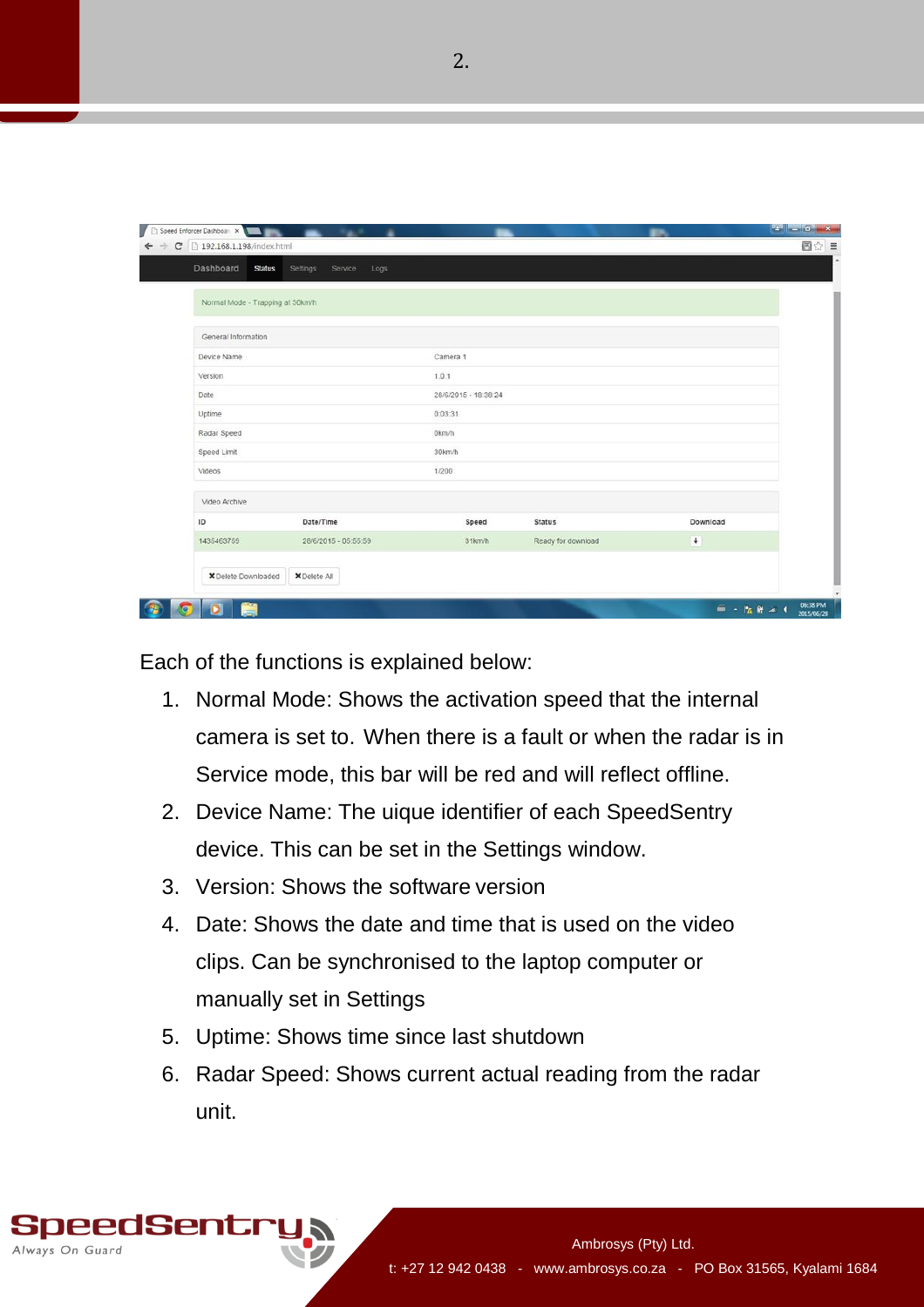Each of the functions is explained below:

1. Normal Mode: Shows the activation speed that the internal camera is set to. When there is a fault or when the radar is in Service mode, this bar will be red and will reflect offline.
2. Device Name: The uique identifier of each SpeedSentry device. This can be set in the Settings window.
3. Version: Shows the software version
4. Date: Shows the date and time that is used on the video clips. Can be synchronised to the laptop computer or manually set in Settings
5. Uptime: Shows time since last shutdown
6. Radar Speed: Shows current actual reading from the radar unit.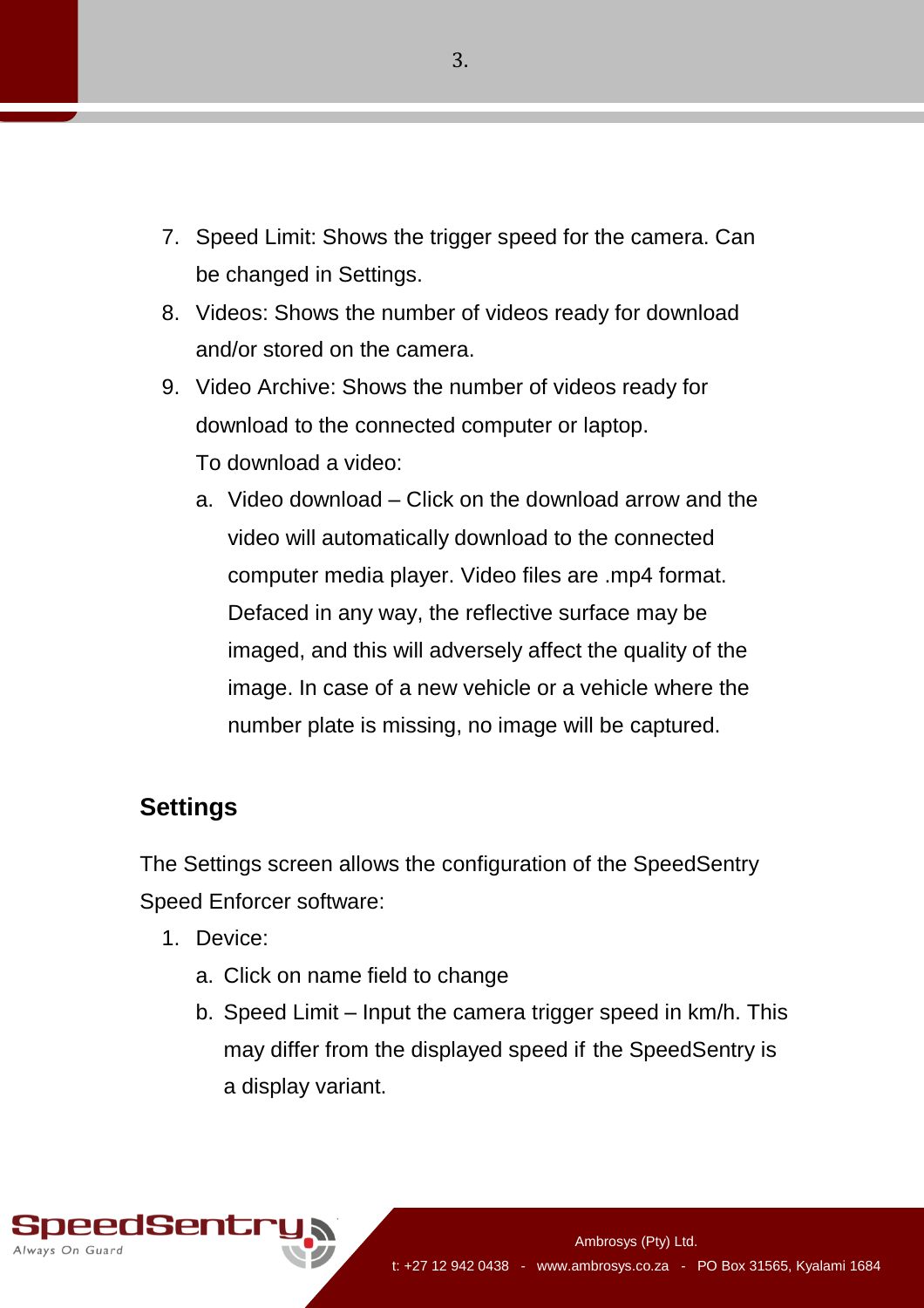7. Speed Limit: Shows the trigger speed for the camera. Can be changed in Settings.
8. Videos: Shows the number of videos ready for download and/or stored on the camera.
9. Video Archive: Shows the number of videos ready for download to the connected computer or laptop.

   To download a video:

   a. Video download – Click on the download arrow and the video will automatically download to the connected computer media player. Video files are .mp4 format. Defaced in any way, the reflective surface may be imaged, and this will adversely affect the quality of the image. In case of a new vehicle or a vehicle where the number plate is missing, no image will be captured.

## Settings

The Settings screen allows the configuration of the SpeedSentry Speed Enforcer software:

1. Device:
   a. Click on name field to change
   b. Speed Limit – Input the camera trigger speed in km/h. This may differ from the displayed speed if the SpeedSentry is a display variant.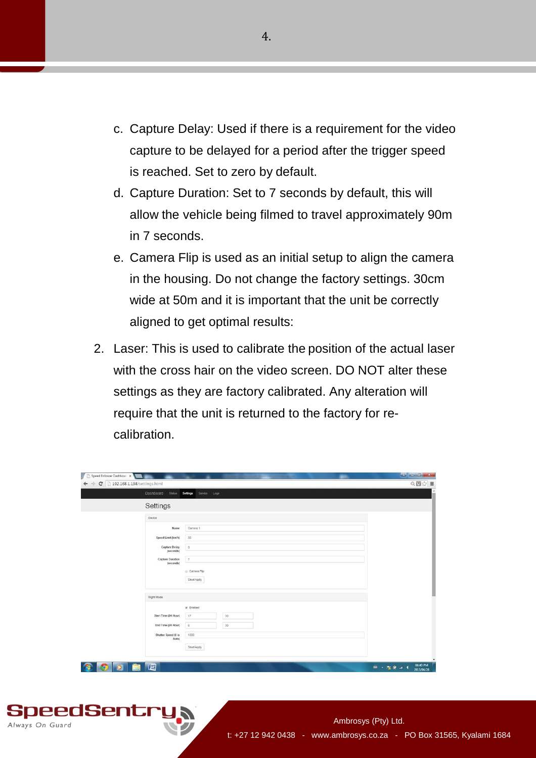c. Capture Delay: Used if there is a requirement for the video capture to be delayed for a period after the trigger speed is reached. Set to zero by default.

d. Capture Duration: Set to 7 seconds by default, this will allow the vehicle being filmed to travel approximately 90m in 7 seconds.

e. Camera Flip is used as an initial setup to align the camera in the housing. Do not change the factory settings. 30cm wide at 50m and it is important that the unit be correctly aligned to get optimal results:

2. Laser: This is used to calibrate the position of the actual laser with the cross hair on the video screen. DO NOT alter these settings as they are factory calibrated. Any alteration will require that the unit is returned to the factory for re-calibration.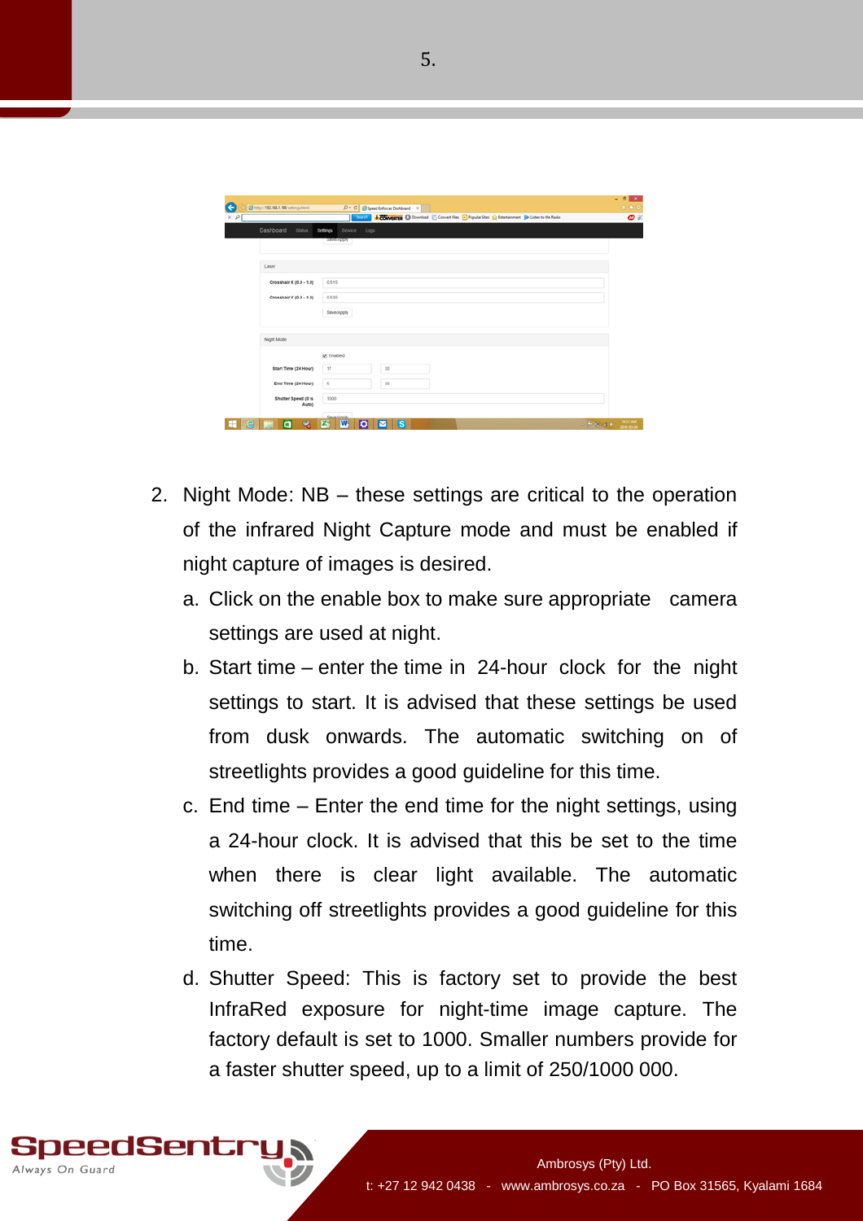2. Night Mode: NB – these settings are critical to the operation of the infrared Night Capture mode and must be enabled if night capture of images is desired.
   a. Click on the enable box to make sure appropriate camera settings are used at night.
   b. Start time – enter the time in 24-hour clock for the night settings to start. It is advised that these settings be used from dusk onwards. The automatic switching on of streetlights provides a good guideline for this time.
   c. End time – Enter the end time for the night settings, using a 24-hour clock. It is advised that this be set to the time when there is clear light available. The automatic switching off streetlights provides a good guideline for this time.
   d. Shutter Speed: This is factory set to provide the best InfraRed exposure for night-time image capture. The factory default is set to 1000. Smaller numbers provide for a faster shutter speed, up to a limit of 250/1000 000.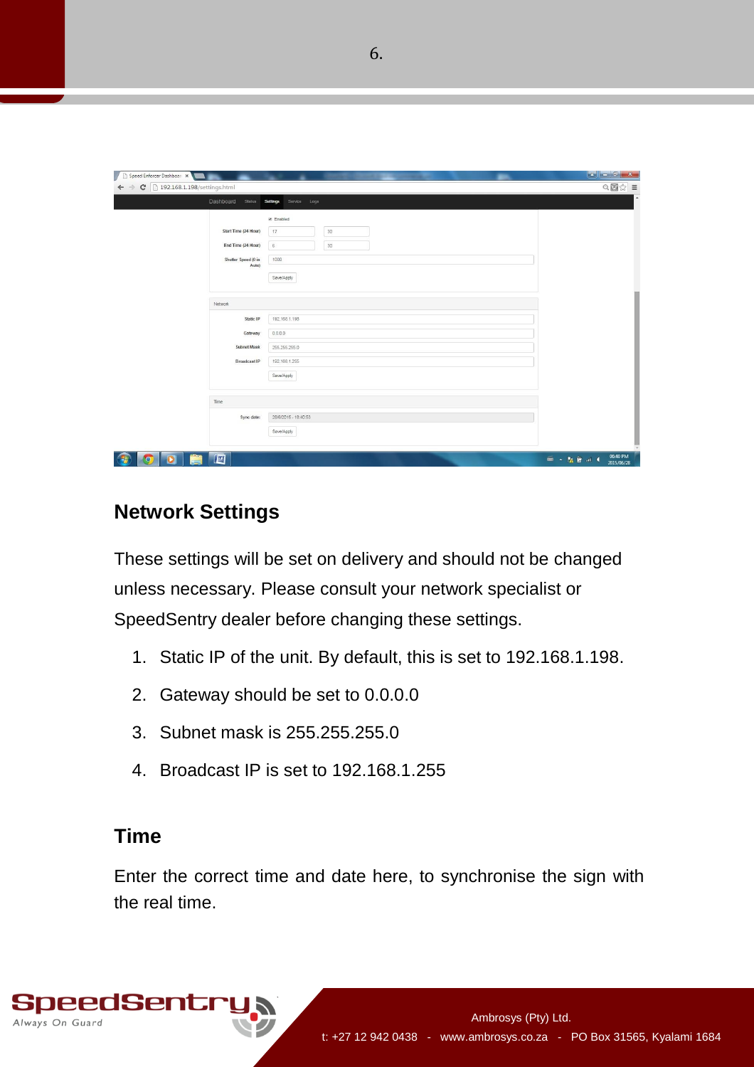## Network Settings

These settings will be set on delivery and should not be changed unless necessary. Please consult your network specialist or SpeedSentry dealer before changing these settings.

1. Static IP of the unit. By default, this is set to 192.168.1.198.
2. Gateway should be set to 0.0.0.0
3. Subnet mask is 255.255.255.0
4. Broadcast IP is set to 192.168.1.255

## Time

Enter the correct time and date here, to synchronise the sign with the real time.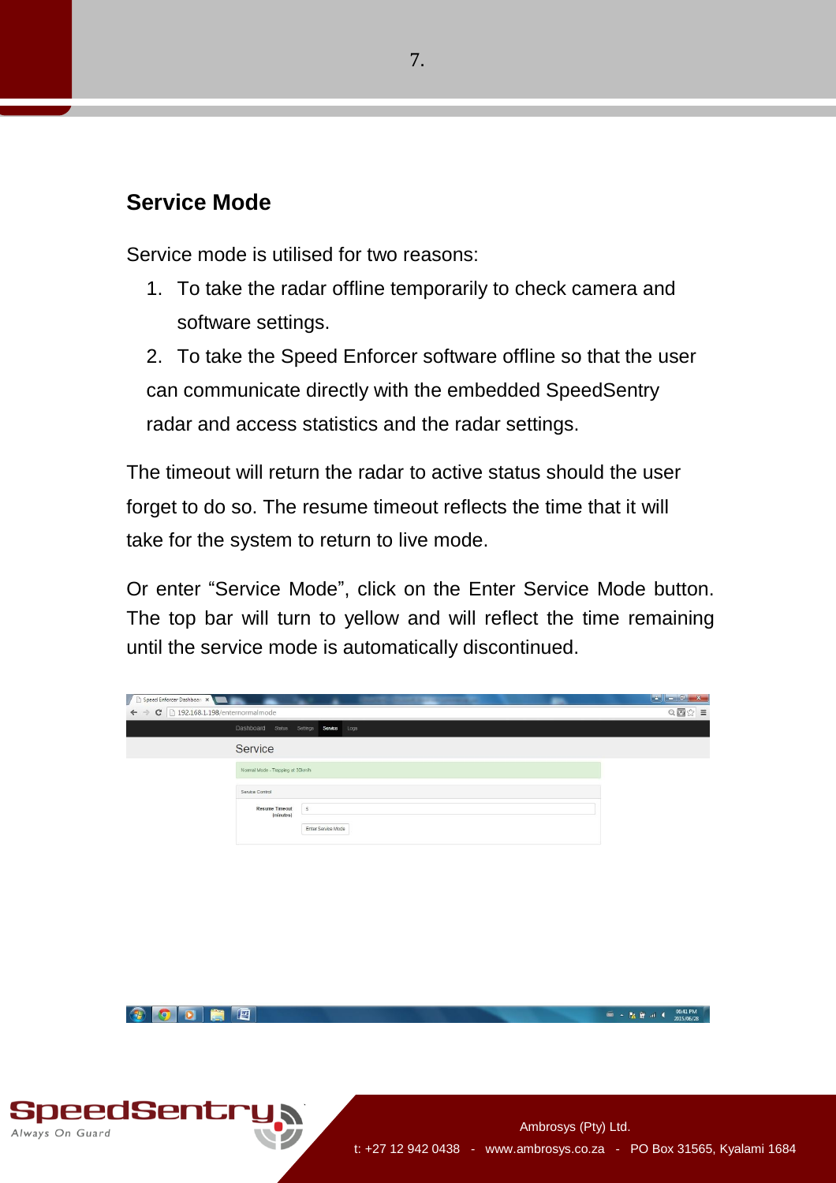## Service Mode

Service mode is utilised for two reasons:

1. To take the radar offline temporarily to check camera and software settings.
2. To take the Speed Enforcer software offline so that the user can communicate directly with the embedded SpeedSentry radar and access statistics and the radar settings.

The timeout will return the radar to active status should the user forget to do so. The resume timeout reflects the time that it will take for the system to return to live mode.

Or enter “Service Mode”, click on the Enter Service Mode button. The top bar will turn to yellow and will reflect the time remaining until the service mode is automatically discontinued.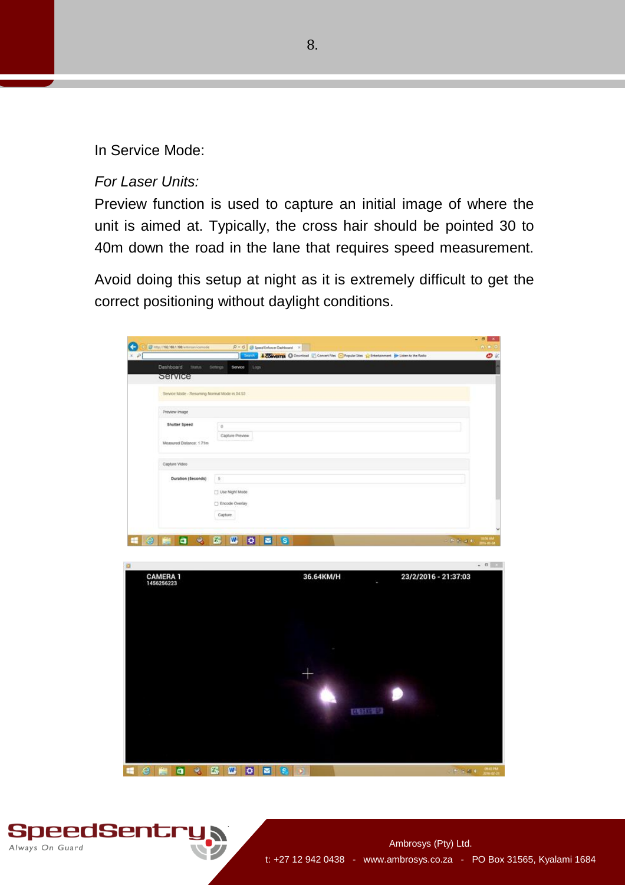In Service Mode:

*For Laser Units:*

Preview function is used to capture an initial image of where the unit is aimed at. Typically, the cross hair should be pointed 30 to 40m down the road in the lane that requires speed measurement.

Avoid doing this setup at night as it is extremely difficult to get the correct positioning without daylight conditions.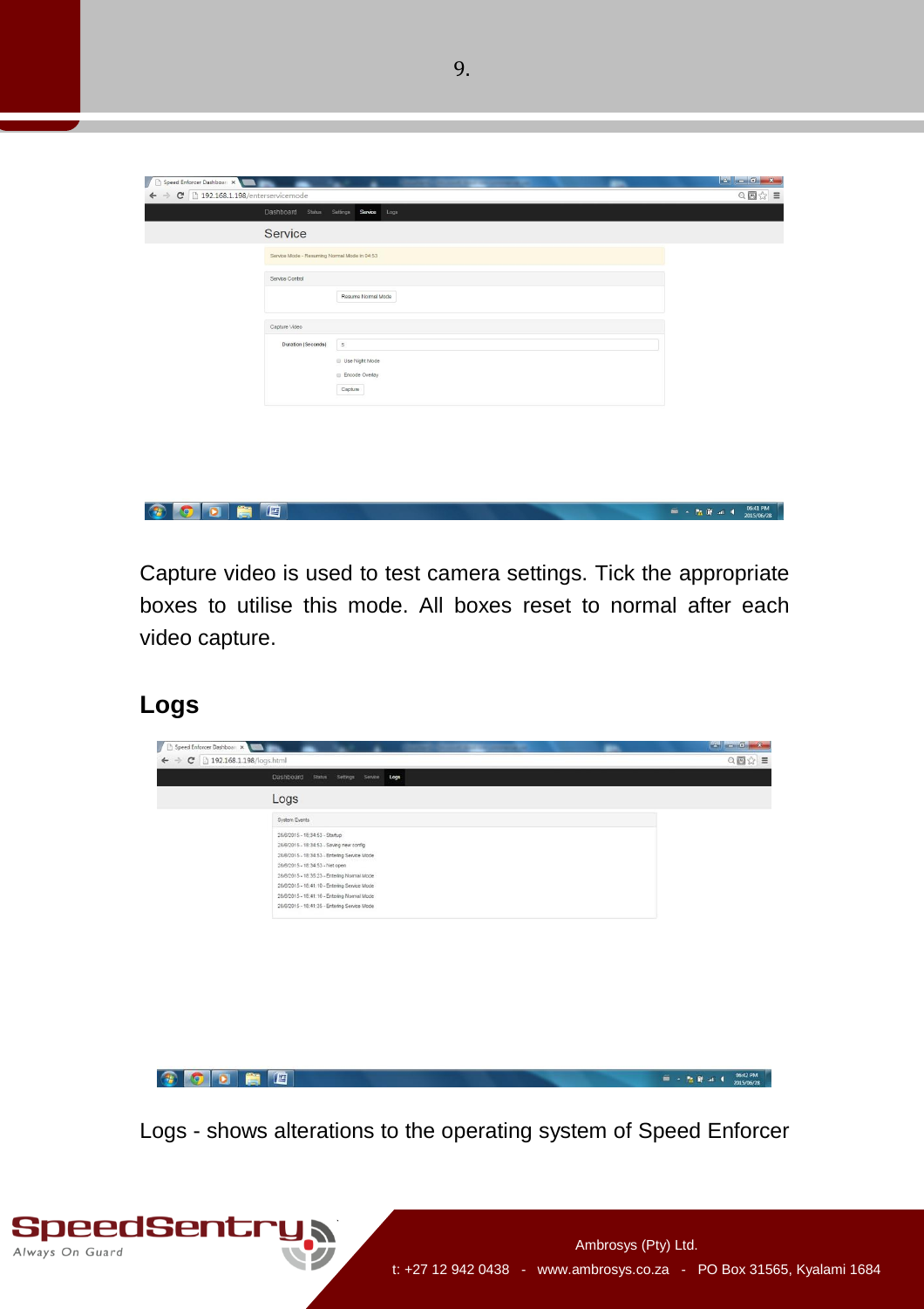Capture video is used to test camera settings. Tick the appropriate boxes to utilise this mode. All boxes reset to normal after each video capture.

## Logs

Logs - shows alterations to the operating system of Speed Enforcer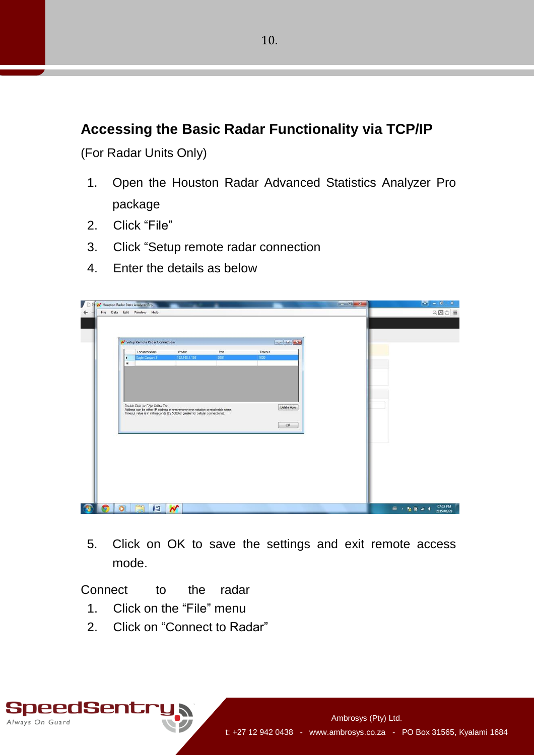## Accessing the Basic Radar Functionality via TCP/IP

(For Radar Units Only)

1. Open the Houston Radar Advanced Statistics Analyzer Pro package
2. Click “File”
3. Click “Setup remote radar connection
4. Enter the details as below

5. Click on OK to save the settings and exit remote access mode.

Connect to the radar

1. Click on the “File” menu
2. Click on “Connect to Radar”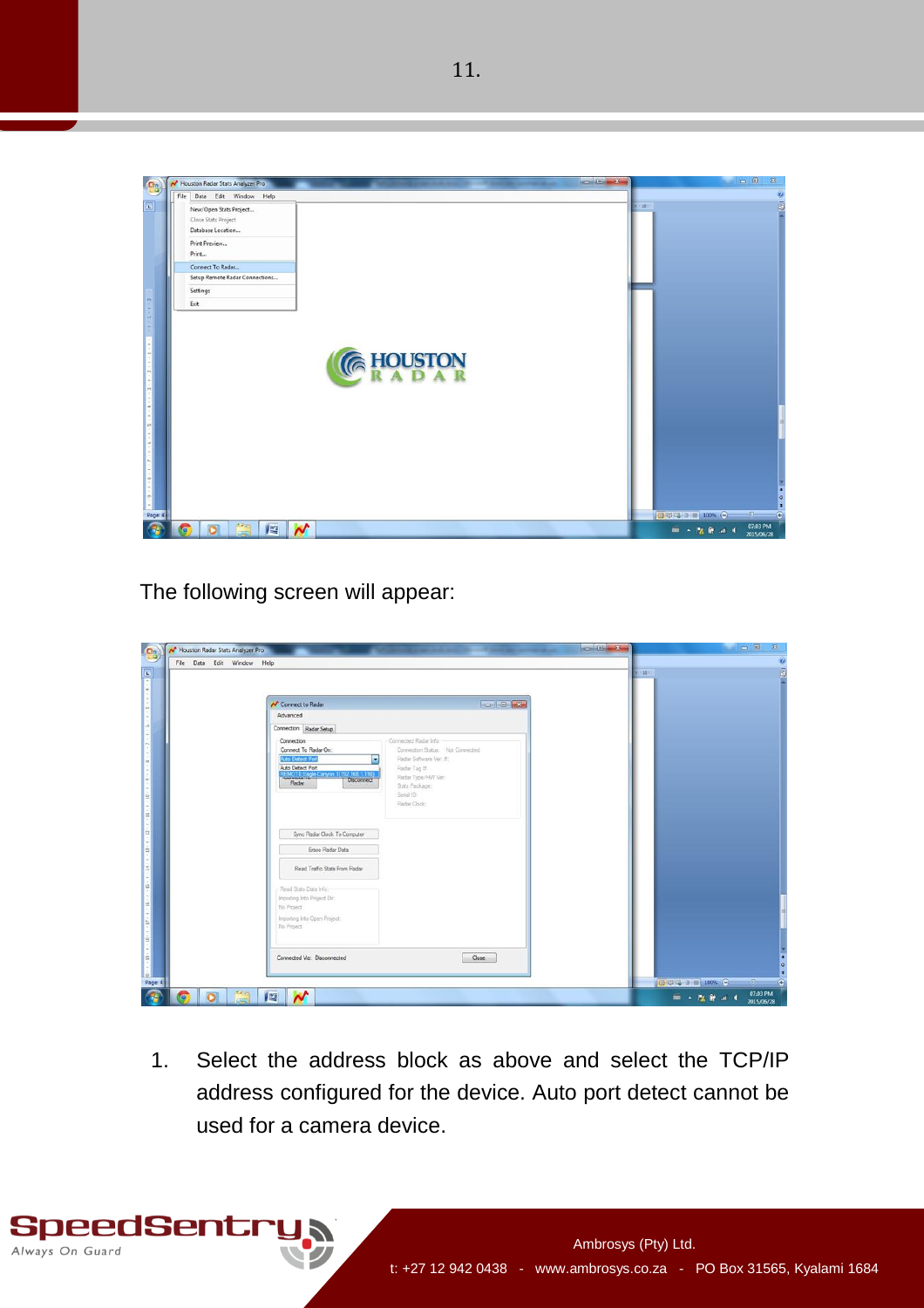11.

The following screen will appear:

1. Select the address block as above and select the TCP/IP address configured for the device. Auto port detect cannot be used for a camera device.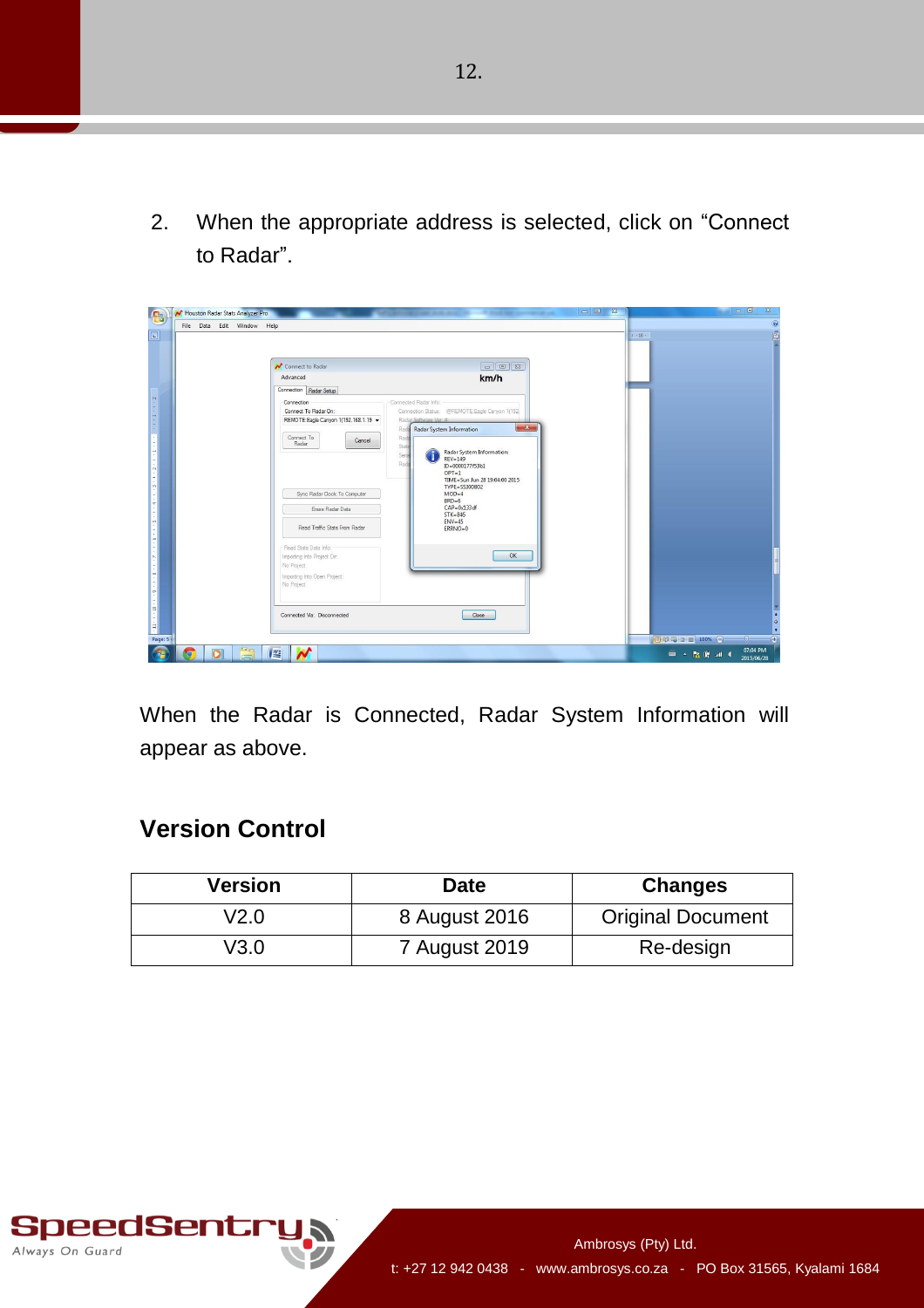2. When the appropriate address is selected, click on "Connect to Radar".

When the Radar is Connected, Radar System Information will appear as above.

## Version Control

| Version | Date | Changes |
|---|---|---|
| V2.0 | 8 August 2016 | Original Document |
| V3.0 | 7 August 2019 | Re-design |